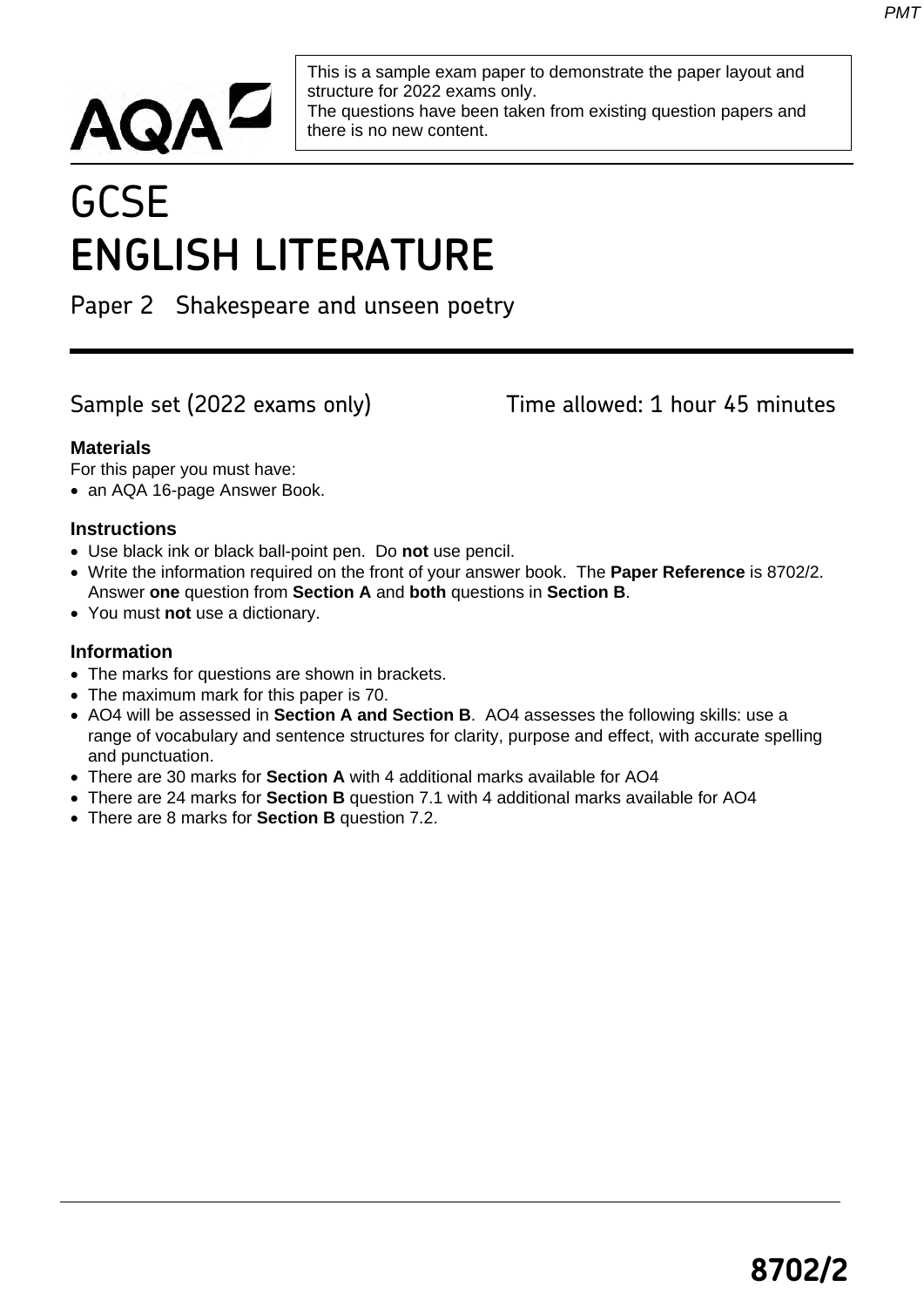AQA

This is a sample exam paper to demonstrate the paper layout and structure for 2022 exams only.
The questions have been taken from existing question papers and there is no new content.

# GCSE
# ENGLISH LITERATURE

## Paper 2 Shakespeare and unseen poetry

Sample set (2022 exams only) Time allowed: 1 hour 45 minutes

### Materials

For this paper you must have:

- an AQA 16-page Answer Book.

### Instructions

- Use black ink or black ball-point pen. Do **not** use pencil.
- Write the information required on the front of your answer book. The **Paper Reference** is 8702/2. Answer **one** question from **Section A** and **both** questions in **Section B**.
- You must **not** use a dictionary.

### Information

- The marks for questions are shown in brackets.
- The maximum mark for this paper is 70.
- AO4 will be assessed in **Section A and Section B**. AO4 assesses the following skills: use a range of vocabulary and sentence structures for clarity, purpose and effect, with accurate spelling and punctuation.
- There are 30 marks for **Section A** with 4 additional marks available for AO4
- There are 24 marks for **Section B** question 7.1 with 4 additional marks available for AO4
- There are 8 marks for **Section B** question 7.2.

**8702/2**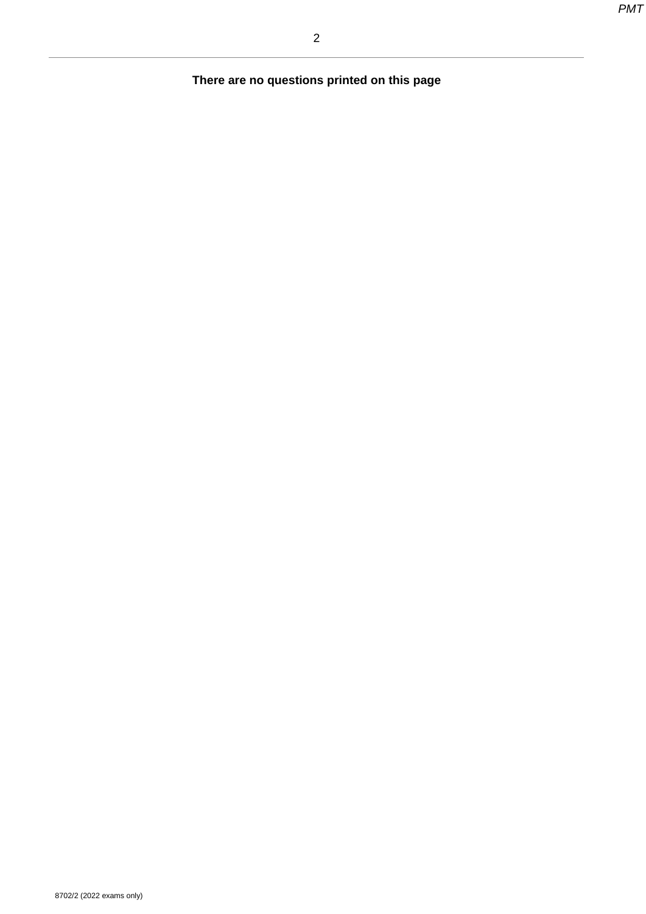**There are no questions printed on this page**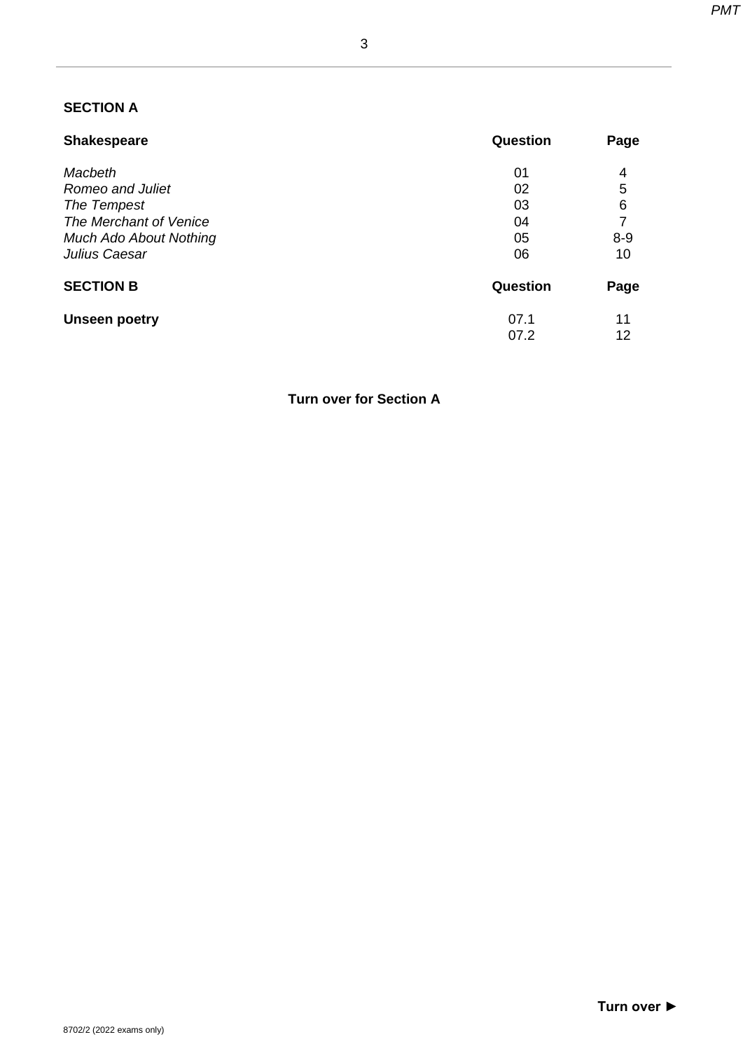## SECTION A

| Shakespeare | Question | Page |
|---|---|---|
| *Macbeth* | 01 | 4 |
| *Romeo and Juliet* | 02 | 5 |
| *The Tempest* | 03 | 6 |
| *The Merchant of Venice* | 04 | 7 |
| *Much Ado About Nothing* | 05 | 8-9 |
| *Julius Caesar* | 06 | 10 |

## SECTION B

| | Question | Page |
|---|---|---|
| **Unseen poetry** | 07.1 | 11 |
| | 07.2 | 12 |

**Turn over for Section A**

**Turn over ►**

8702/2 (2022 exams only)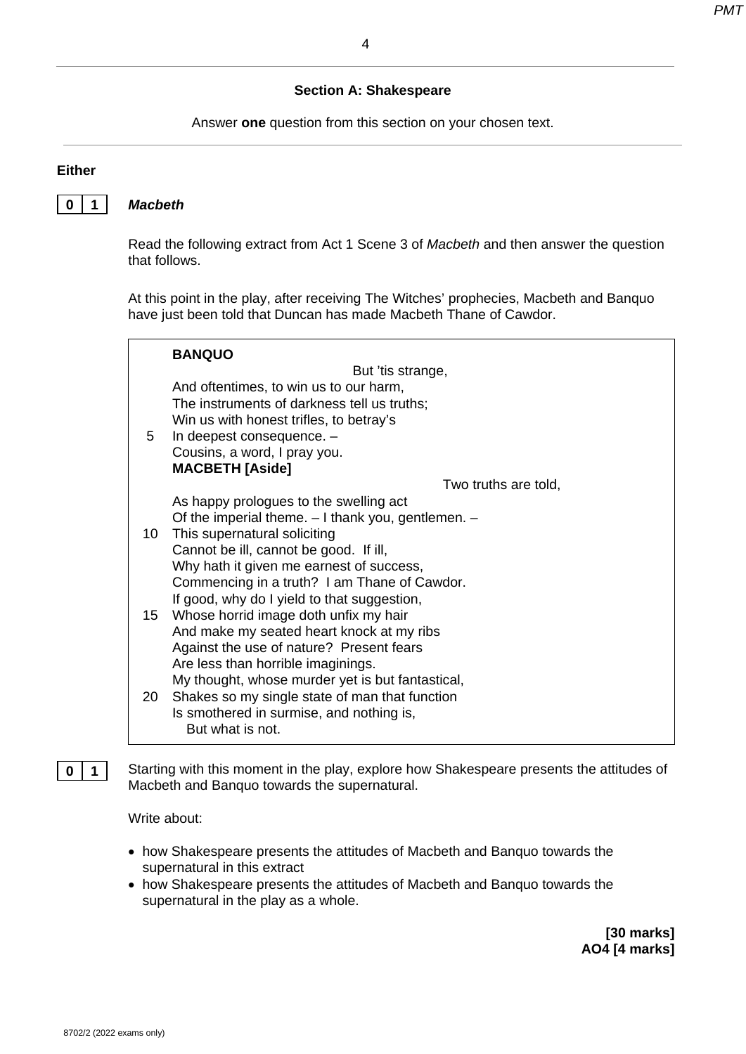## Section A: Shakespeare

Answer **one** question from this section on your chosen text.

**Either**

**0 1** ***Macbeth***

Read the following extract from Act 1 Scene 3 of *Macbeth* and then answer the question that follows.

At this point in the play, after receiving The Witches' prophecies, Macbeth and Banquo have just been told that Duncan has made Macbeth Thane of Cawdor.

> **BANQUO**
> But 'tis strange,
> And oftentimes, to win us to our harm,
> The instruments of darkness tell us truths;
> Win us with honest trifles, to betray's
> 5 In deepest consequence. –
> Cousins, a word, I pray you.
> **MACBETH [Aside]**
> Two truths are told,
> As happy prologues to the swelling act
> Of the imperial theme. – I thank you, gentlemen. –
> 10 This supernatural soliciting
> Cannot be ill, cannot be good. If ill,
> Why hath it given me earnest of success,
> Commencing in a truth? I am Thane of Cawdor.
> If good, why do I yield to that suggestion,
> 15 Whose horrid image doth unfix my hair
> And make my seated heart knock at my ribs
> Against the use of nature? Present fears
> Are less than horrible imaginings.
> My thought, whose murder yet is but fantastical,
> 20 Shakes so my single state of man that function
> Is smothered in surmise, and nothing is,
> But what is not.

**0 1** Starting with this moment in the play, explore how Shakespeare presents the attitudes of Macbeth and Banquo towards the supernatural.

Write about:

- how Shakespeare presents the attitudes of Macbeth and Banquo towards the supernatural in this extract
- how Shakespeare presents the attitudes of Macbeth and Banquo towards the supernatural in the play as a whole.

**[30 marks]**
**AO4 [4 marks]**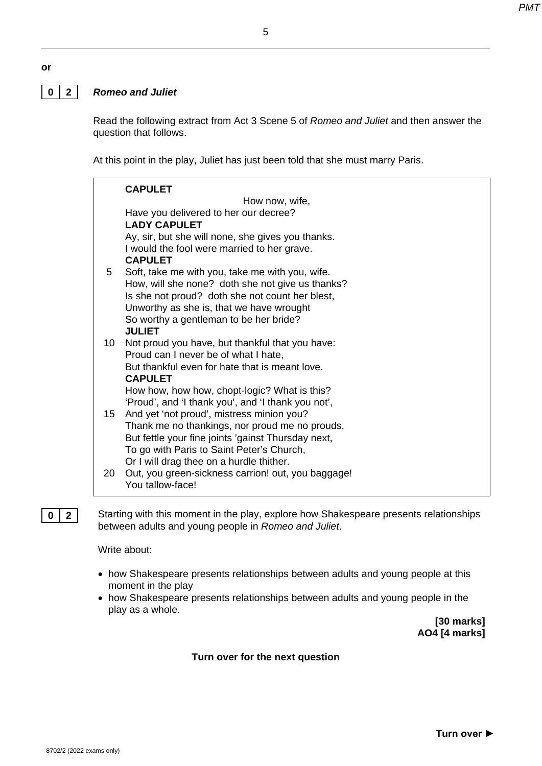**or**

## 0 2 *Romeo and Juliet*

Read the following extract from Act 3 Scene 5 of *Romeo and Juliet* and then answer the question that follows.

At this point in the play, Juliet has just been told that she must marry Paris.

> **CAPULET**
> How now, wife,
> Have you delivered to her our decree?
> **LADY CAPULET**
> Ay, sir, but she will none, she gives you thanks.
> I would the fool were married to her grave.
> **CAPULET**
> 5 Soft, take me with you, take me with you, wife.
> How, will she none? doth she not give us thanks?
> Is she not proud? doth she not count her blest,
> Unworthy as she is, that we have wrought
> So worthy a gentleman to be her bride?
> **JULIET**
> 10 Not proud you have, but thankful that you have:
> Proud can I never be of what I hate,
> But thankful even for hate that is meant love.
> **CAPULET**
> How how, how how, chopt-logic? What is this?
> 'Proud', and 'I thank you', and 'I thank you not',
> 15 And yet 'not proud', mistress minion you?
> Thank me no thankings, nor proud me no prouds,
> But fettle your fine joints 'gainst Thursday next,
> To go with Paris to Saint Peter's Church,
> Or I will drag thee on a hurdle thither.
> 20 Out, you green-sickness carrion! out, you baggage!
> You tallow-face!

**0 2** Starting with this moment in the play, explore how Shakespeare presents relationships between adults and young people in *Romeo and Juliet*.

Write about:

- how Shakespeare presents relationships between adults and young people at this moment in the play
- how Shakespeare presents relationships between adults and young people in the play as a whole.

**[30 marks]**
**AO4 [4 marks]**

**Turn over for the next question**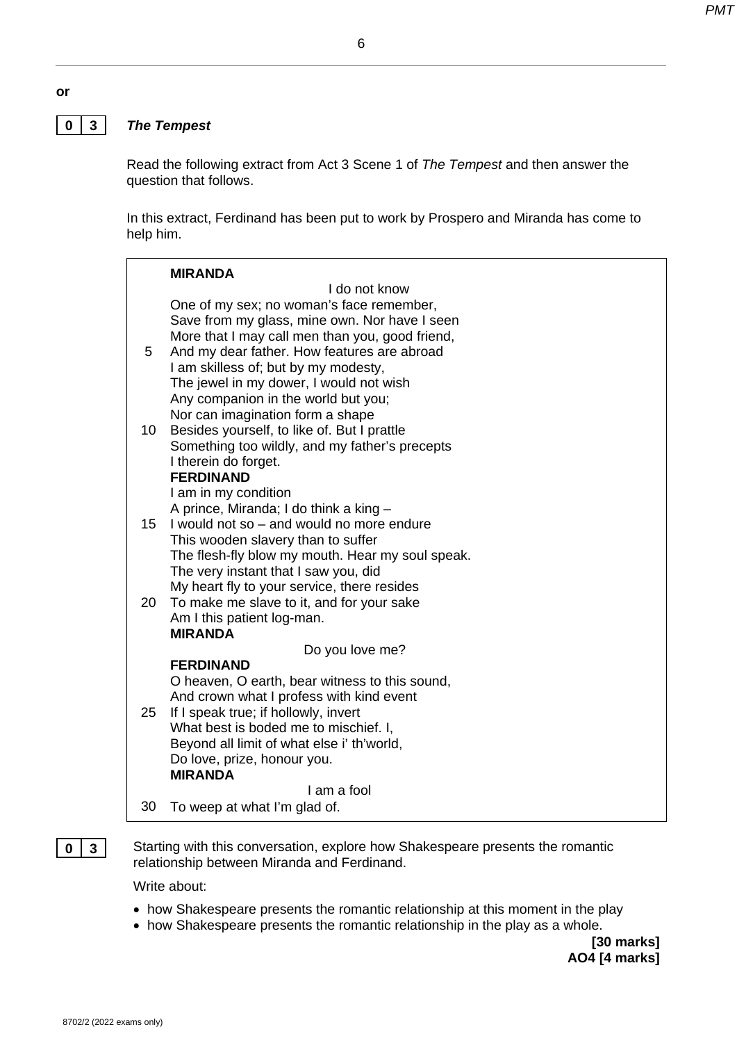**or**

**0 3** ***The Tempest***

Read the following extract from Act 3 Scene 1 of *The Tempest* and then answer the question that follows.

In this extract, Ferdinand has been put to work by Prospero and Miranda has come to help him.

> **MIRANDA**
> I do not know
> One of my sex; no woman's face remember,
> Save from my glass, mine own. Nor have I seen
> More that I may call men than you, good friend,
> 5 And my dear father. How features are abroad
> I am skilless of; but by my modesty,
> The jewel in my dower, I would not wish
> Any companion in the world but you;
> Nor can imagination form a shape
> 10 Besides yourself, to like of. But I prattle
> Something too wildly, and my father's precepts
> I therein do forget.
> **FERDINAND**
> I am in my condition
> A prince, Miranda; I do think a king –
> 15 I would not so – and would no more endure
> This wooden slavery than to suffer
> The flesh-fly blow my mouth. Hear my soul speak.
> The very instant that I saw you, did
> My heart fly to your service, there resides
> 20 To make me slave to it, and for your sake
> Am I this patient log-man.
> **MIRANDA**
> Do you love me?
> **FERDINAND**
> O heaven, O earth, bear witness to this sound,
> And crown what I profess with kind event
> 25 If I speak true; if hollowly, invert
> What best is boded me to mischief. I,
> Beyond all limit of what else i' th'world,
> Do love, prize, honour you.
> **MIRANDA**
> I am a fool
> 30 To weep at what I'm glad of.

**0 3** Starting with this conversation, explore how Shakespeare presents the romantic relationship between Miranda and Ferdinand.

Write about:

- how Shakespeare presents the romantic relationship at this moment in the play
- how Shakespeare presents the romantic relationship in the play as a whole.

**[30 marks]**
**AO4 [4 marks]**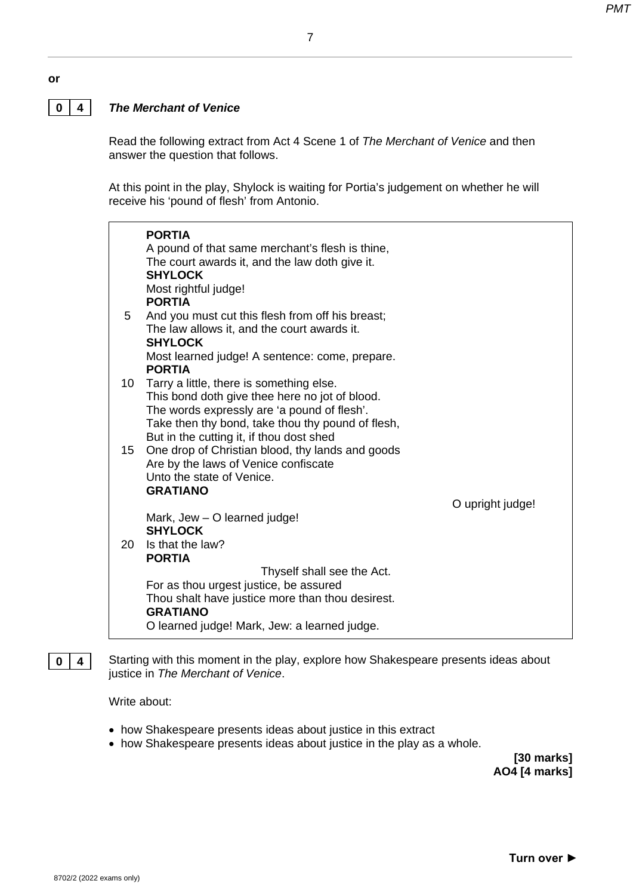**or**

**0 4** ***The Merchant of Venice***

Read the following extract from Act 4 Scene 1 of *The Merchant of Venice* and then answer the question that follows.

At this point in the play, Shylock is waiting for Portia's judgement on whether he will receive his 'pound of flesh' from Antonio.

> **PORTIA**
> A pound of that same merchant's flesh is thine,
> The court awards it, and the law doth give it.
> **SHYLOCK**
> Most rightful judge!
> **PORTIA**
> 5 And you must cut this flesh from off his breast;
> The law allows it, and the court awards it.
> **SHYLOCK**
> Most learned judge! A sentence: come, prepare.
> **PORTIA**
> 10 Tarry a little, there is something else.
> This bond doth give thee here no jot of blood.
> The words expressly are 'a pound of flesh'.
> Take then thy bond, take thou thy pound of flesh,
> But in the cutting it, if thou dost shed
> 15 One drop of Christian blood, thy lands and goods
> Are by the laws of Venice confiscate
> Unto the state of Venice.
> **GRATIANO**
> O upright judge!
> Mark, Jew – O learned judge!
> **SHYLOCK**
> 20 Is that the law?
> **PORTIA**
> Thyself shall see the Act.
> For as thou urgest justice, be assured
> Thou shalt have justice more than thou desirest.
> **GRATIANO**
> O learned judge! Mark, Jew: a learned judge.

**0 4** Starting with this moment in the play, explore how Shakespeare presents ideas about justice in *The Merchant of Venice*.

Write about:

- how Shakespeare presents ideas about justice in this extract
- how Shakespeare presents ideas about justice in the play as a whole.

**[30 marks]**
**AO4 [4 marks]**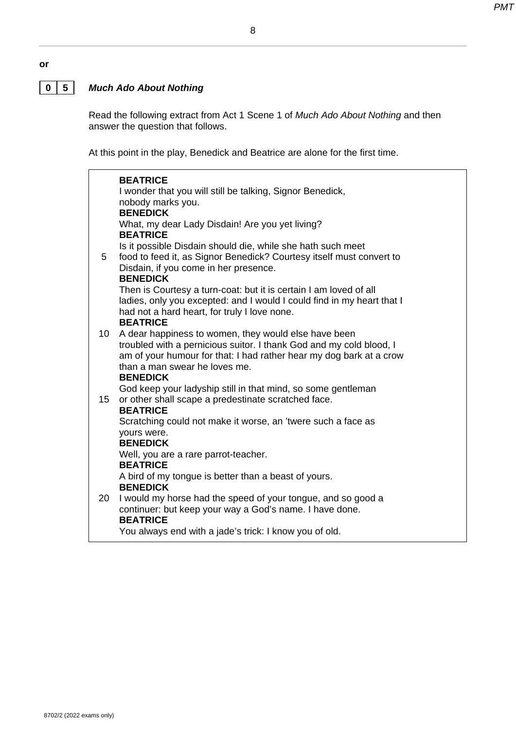**or**

**0 5** ***Much Ado About Nothing***

Read the following extract from Act 1 Scene 1 of *Much Ado About Nothing* and then answer the question that follows.

At this point in the play, Benedick and Beatrice are alone for the first time.

**BEATRICE**
I wonder that you will still be talking, Signor Benedick,
nobody marks you.

**BENEDICK**
What, my dear Lady Disdain! Are you yet living?

**BEATRICE**
Is it possible Disdain should die, while she hath such meet
5 food to feed it, as Signor Benedick? Courtesy itself must convert to
Disdain, if you come in her presence.

**BENEDICK**
Then is Courtesy a turn-coat: but it is certain I am loved of all
ladies, only you excepted: and I would I could find in my heart that I
had not a hard heart, for truly I love none.

**BEATRICE**
10 A dear happiness to women, they would else have been
troubled with a pernicious suitor. I thank God and my cold blood, I
am of your humour for that: I had rather hear my dog bark at a crow
than a man swear he loves me.

**BENEDICK**
God keep your ladyship still in that mind, so some gentleman
15 or other shall scape a predestinate scratched face.

**BEATRICE**
Scratching could not make it worse, an 'twere such a face as
yours were.

**BENEDICK**
Well, you are a rare parrot-teacher.

**BEATRICE**
A bird of my tongue is better than a beast of yours.

**BENEDICK**
20 I would my horse had the speed of your tongue, and so good a
continuer: but keep your way a God's name. I have done.

**BEATRICE**
You always end with a jade's trick: I know you of old.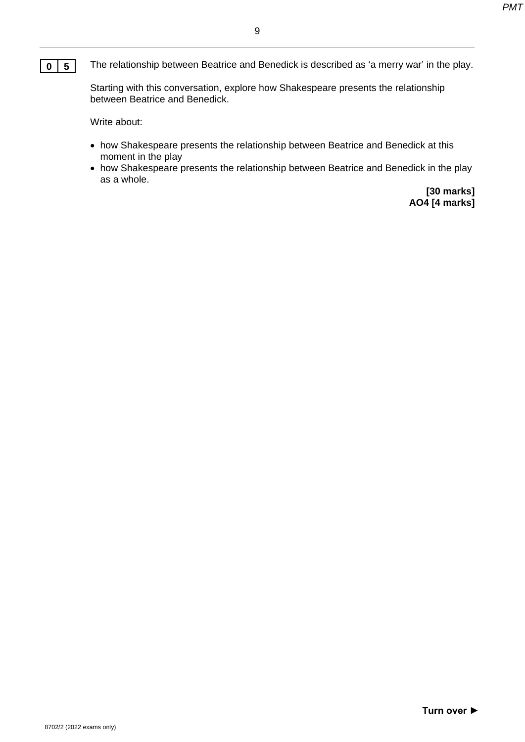**0 5** The relationship between Beatrice and Benedick is described as 'a merry war' in the play.

Starting with this conversation, explore how Shakespeare presents the relationship between Beatrice and Benedick.

Write about:

- how Shakespeare presents the relationship between Beatrice and Benedick at this moment in the play
- how Shakespeare presents the relationship between Beatrice and Benedick in the play as a whole.

**[30 marks]**
**AO4 [4 marks]**

**Turn over ►**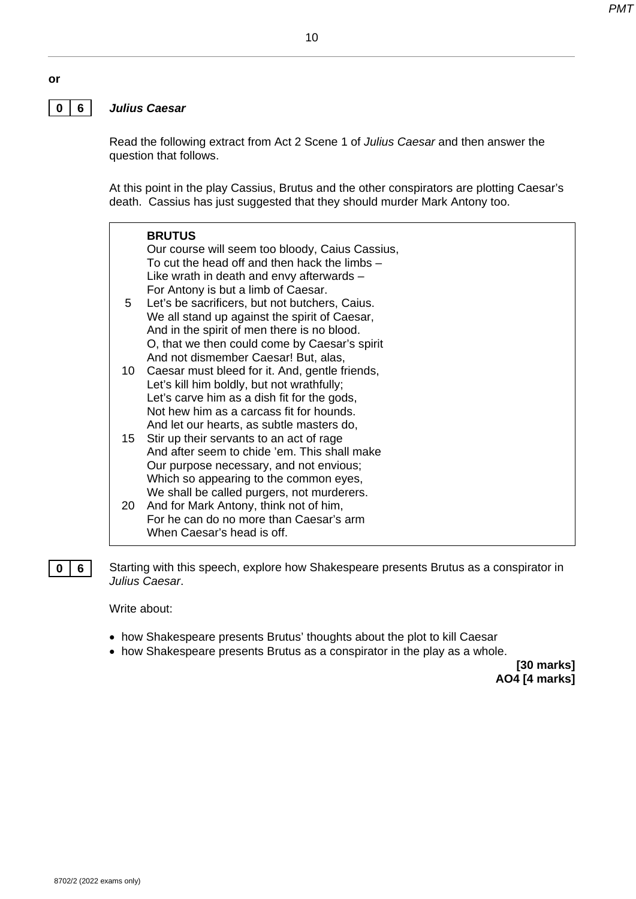**or**

**0 6** ***Julius Caesar***

Read the following extract from Act 2 Scene 1 of *Julius Caesar* and then answer the question that follows.

At this point in the play Cassius, Brutus and the other conspirators are plotting Caesar's death. Cassius has just suggested that they should murder Mark Antony too.

> **BRUTUS**
> Our course will seem too bloody, Caius Cassius,
> To cut the head off and then hack the limbs –
> Like wrath in death and envy afterwards –
> For Antony is but a limb of Caesar.
> 5 Let's be sacrificers, but not butchers, Caius.
> We all stand up against the spirit of Caesar,
> And in the spirit of men there is no blood.
> O, that we then could come by Caesar's spirit
> And not dismember Caesar! But, alas,
> 10 Caesar must bleed for it. And, gentle friends,
> Let's kill him boldly, but not wrathfully;
> Let's carve him as a dish fit for the gods,
> Not hew him as a carcass fit for hounds.
> And let our hearts, as subtle masters do,
> 15 Stir up their servants to an act of rage
> And after seem to chide 'em. This shall make
> Our purpose necessary, and not envious;
> Which so appearing to the common eyes,
> We shall be called purgers, not murderers.
> 20 And for Mark Antony, think not of him,
> For he can do no more than Caesar's arm
> When Caesar's head is off.

**0 6** Starting with this speech, explore how Shakespeare presents Brutus as a conspirator in *Julius Caesar*.

Write about:

- how Shakespeare presents Brutus' thoughts about the plot to kill Caesar
- how Shakespeare presents Brutus as a conspirator in the play as a whole.

**[30 marks]**
**AO4 [4 marks]**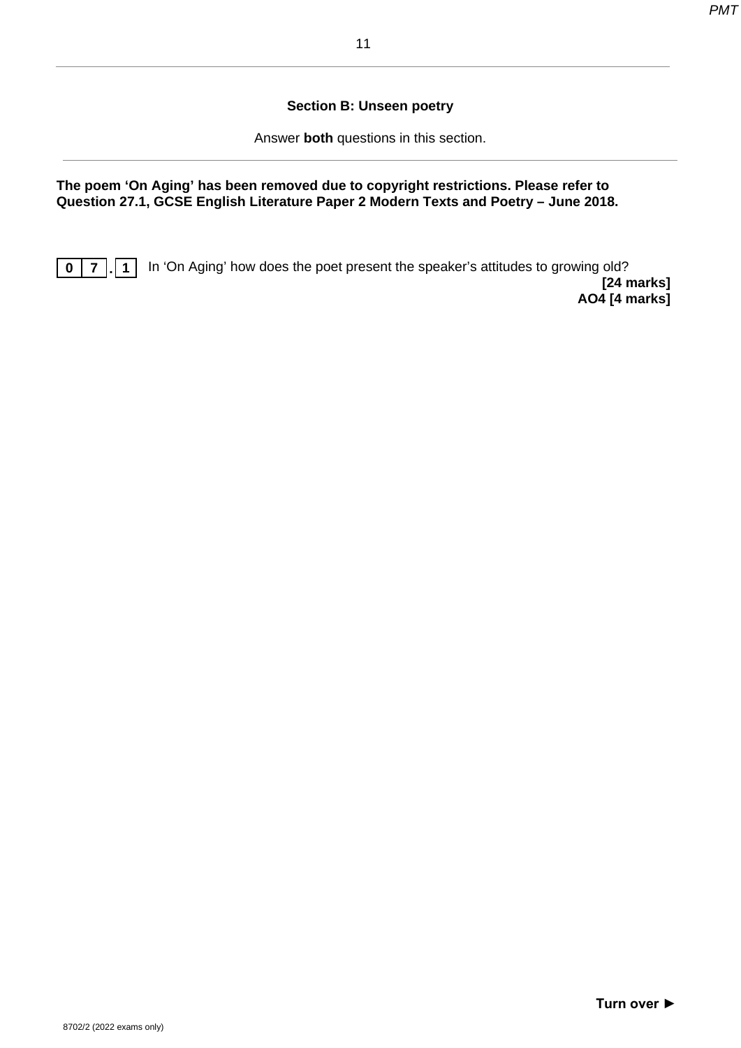**Section B: Unseen poetry**

Answer **both** questions in this section.

**The poem 'On Aging' has been removed due to copyright restrictions. Please refer to Question 27.1, GCSE English Literature Paper 2 Modern Texts and Poetry – June 2018.**

**0 7 . 1** In 'On Aging' how does the poet present the speaker's attitudes to growing old?

**[24 marks]**
**AO4 [4 marks]**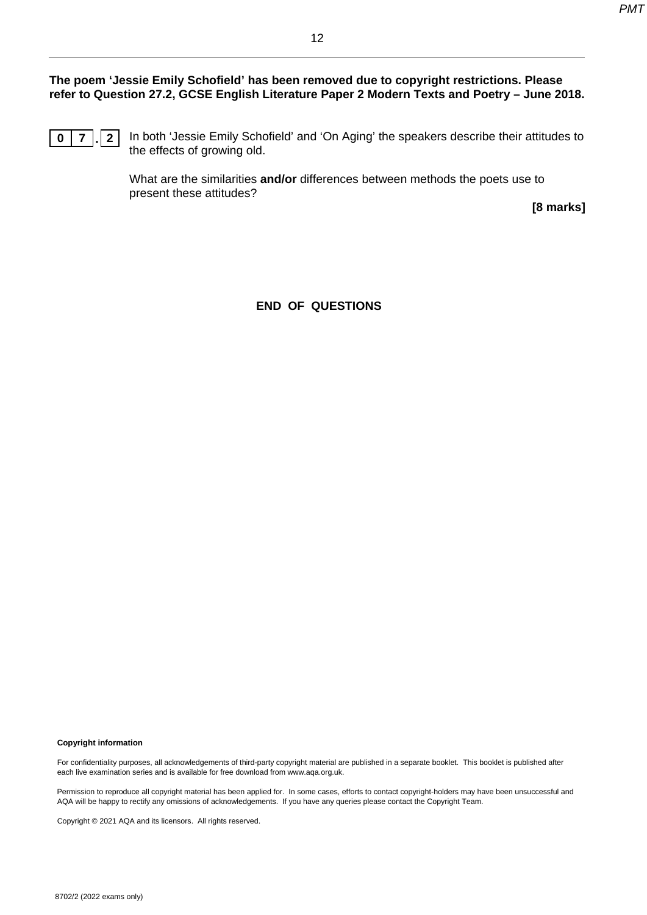**The poem 'Jessie Emily Schofield' has been removed due to copyright restrictions. Please refer to Question 27.2, GCSE English Literature Paper 2 Modern Texts and Poetry – June 2018.**

**0 7 . 2** In both 'Jessie Emily Schofield' and 'On Aging' the speakers describe their attitudes to the effects of growing old.

What are the similarities **and/or** differences between methods the poets use to present these attitudes?

**[8 marks]**

**END OF QUESTIONS**

**Copyright information**

For confidentiality purposes, all acknowledgements of third-party copyright material are published in a separate booklet. This booklet is published after each live examination series and is available for free download from www.aqa.org.uk.

Permission to reproduce all copyright material has been applied for. In some cases, efforts to contact copyright-holders may have been unsuccessful and AQA will be happy to rectify any omissions of acknowledgements. If you have any queries please contact the Copyright Team.

Copyright © 2021 AQA and its licensors. All rights reserved.